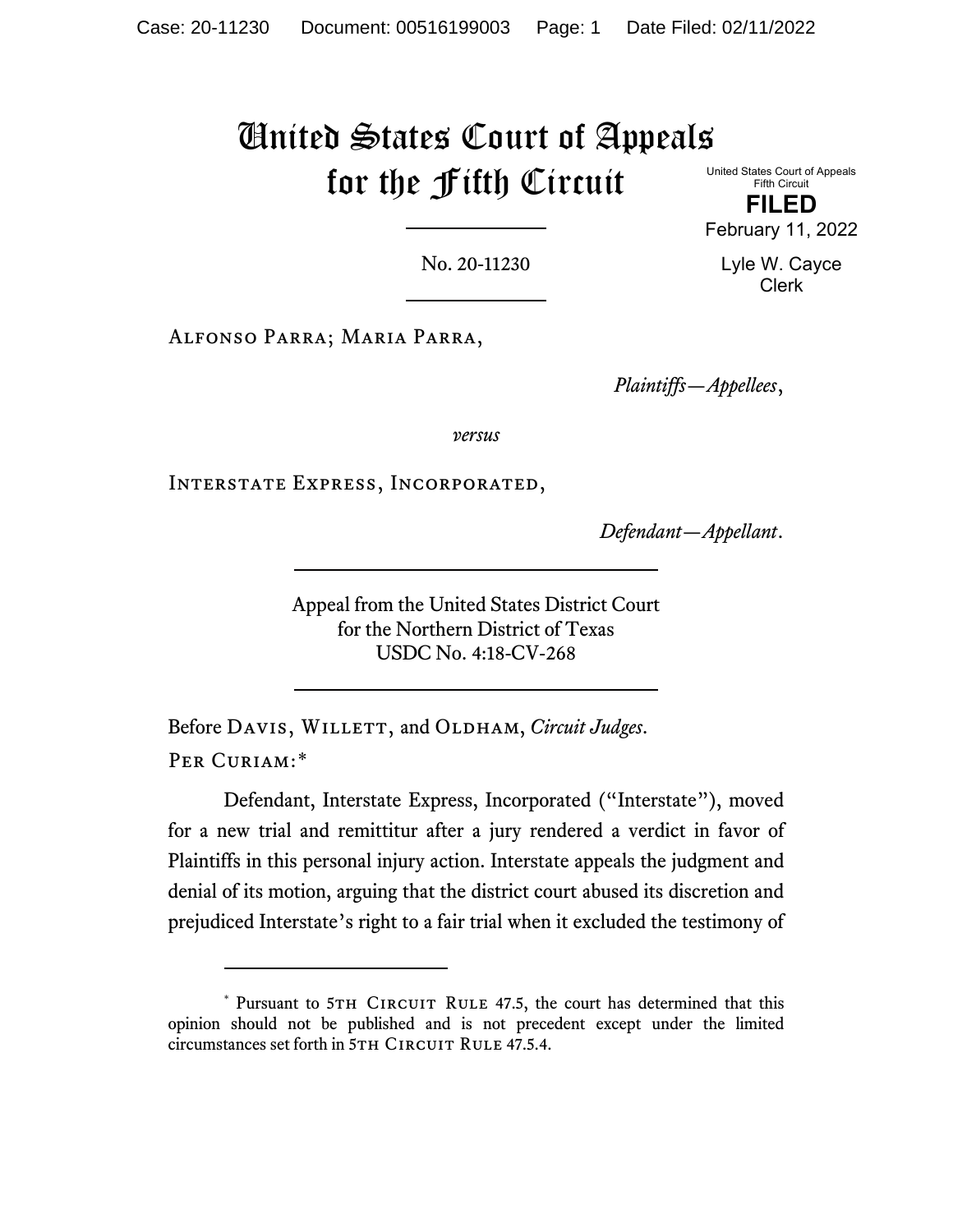# United States Court of Appeals for the Fifth Circuit

United States Court of Appeals
Fifth Circuit

**FILED**

February 11, 2022

Lyle W. Cayce
Clerk

No. 20-11230

Alfonso Parra; Maria Parra,

*Plaintiffs—Appellees*,

*versus*

Interstate Express, Incorporated,

*Defendant—Appellant*.

Appeal from the United States District Court
for the Northern District of Texas
USDC No. 4:18-CV-268

Before Davis, Willett, and Oldham, *Circuit Judges*.

Per Curiam:*

Defendant, Interstate Express, Incorporated ("Interstate"), moved for a new trial and remittitur after a jury rendered a verdict in favor of Plaintiffs in this personal injury action. Interstate appeals the judgment and denial of its motion, arguing that the district court abused its discretion and prejudiced Interstate's right to a fair trial when it excluded the testimony of

---

* Pursuant to 5th Circuit Rule 47.5, the court has determined that this opinion should not be published and is not precedent except under the limited circumstances set forth in 5th Circuit Rule 47.5.4.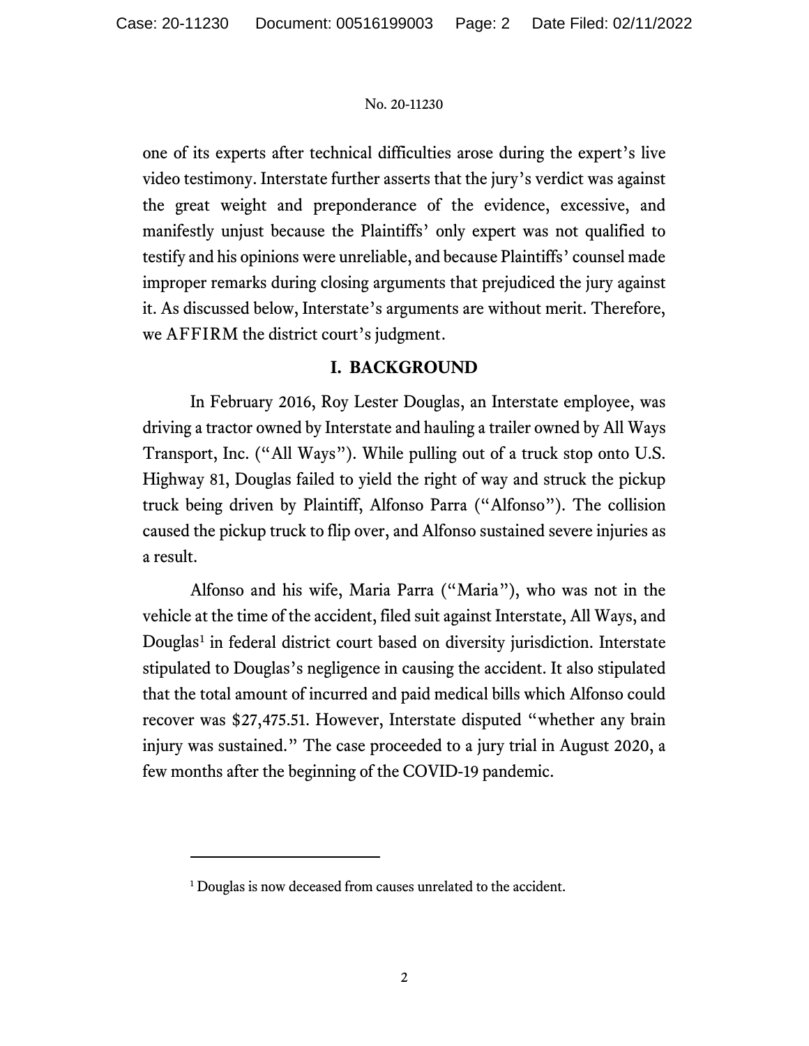one of its experts after technical difficulties arose during the expert's live video testimony. Interstate further asserts that the jury's verdict was against the great weight and preponderance of the evidence, excessive, and manifestly unjust because the Plaintiffs' only expert was not qualified to testify and his opinions were unreliable, and because Plaintiffs' counsel made improper remarks during closing arguments that prejudiced the jury against it. As discussed below, Interstate's arguments are without merit. Therefore, we AFFIRM the district court's judgment.

## I. BACKGROUND

In February 2016, Roy Lester Douglas, an Interstate employee, was driving a tractor owned by Interstate and hauling a trailer owned by All Ways Transport, Inc. ("All Ways"). While pulling out of a truck stop onto U.S. Highway 81, Douglas failed to yield the right of way and struck the pickup truck being driven by Plaintiff, Alfonso Parra ("Alfonso"). The collision caused the pickup truck to flip over, and Alfonso sustained severe injuries as a result.

Alfonso and his wife, Maria Parra ("Maria"), who was not in the vehicle at the time of the accident, filed suit against Interstate, All Ways, and Douglas[1] in federal district court based on diversity jurisdiction. Interstate stipulated to Douglas's negligence in causing the accident. It also stipulated that the total amount of incurred and paid medical bills which Alfonso could recover was $27,475.51. However, Interstate disputed "whether any brain injury was sustained." The case proceeded to a jury trial in August 2020, a few months after the beginning of the COVID-19 pandemic.

---

[1] Douglas is now deceased from causes unrelated to the accident.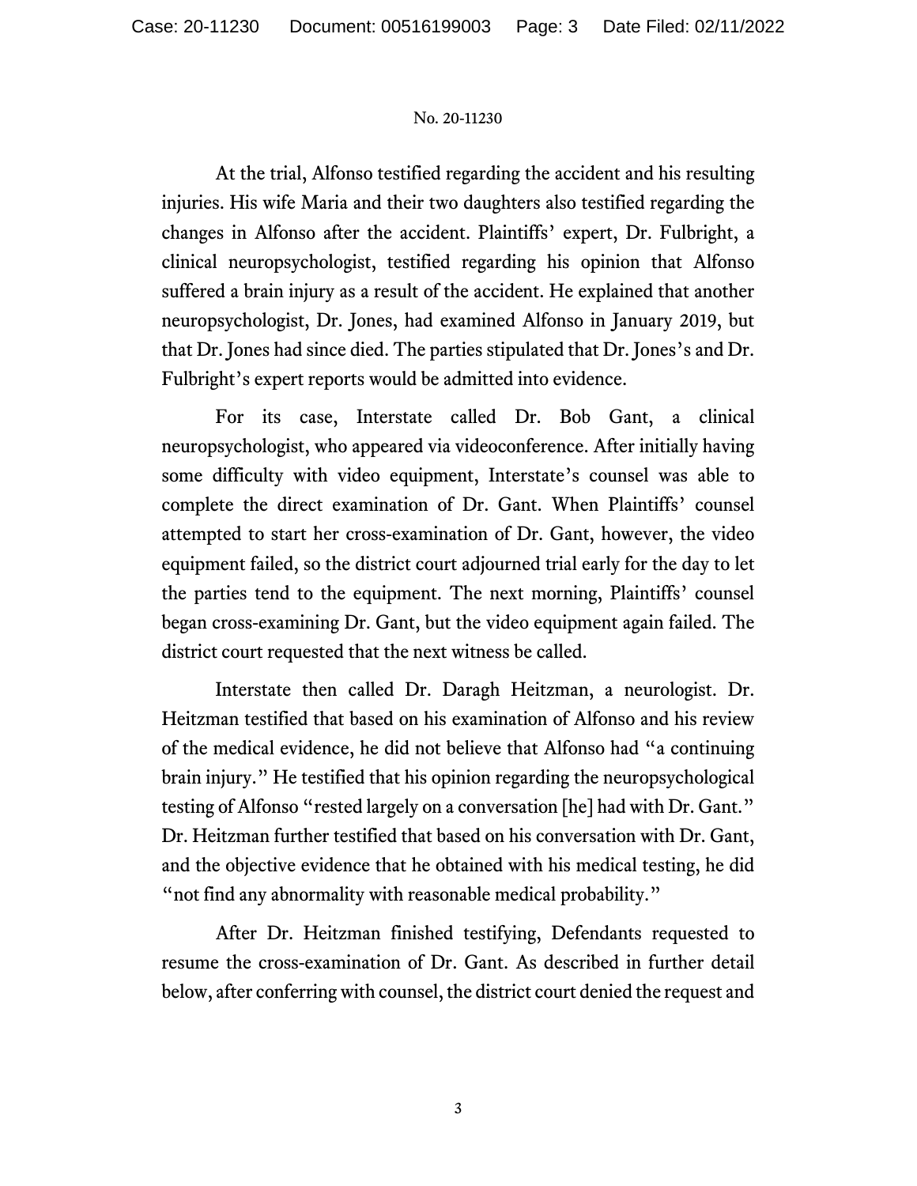At the trial, Alfonso testified regarding the accident and his resulting injuries. His wife Maria and their two daughters also testified regarding the changes in Alfonso after the accident. Plaintiffs' expert, Dr. Fulbright, a clinical neuropsychologist, testified regarding his opinion that Alfonso suffered a brain injury as a result of the accident. He explained that another neuropsychologist, Dr. Jones, had examined Alfonso in January 2019, but that Dr. Jones had since died. The parties stipulated that Dr. Jones's and Dr. Fulbright's expert reports would be admitted into evidence.

For its case, Interstate called Dr. Bob Gant, a clinical neuropsychologist, who appeared via videoconference. After initially having some difficulty with video equipment, Interstate's counsel was able to complete the direct examination of Dr. Gant. When Plaintiffs' counsel attempted to start her cross-examination of Dr. Gant, however, the video equipment failed, so the district court adjourned trial early for the day to let the parties tend to the equipment. The next morning, Plaintiffs' counsel began cross-examining Dr. Gant, but the video equipment again failed. The district court requested that the next witness be called.

Interstate then called Dr. Daragh Heitzman, a neurologist. Dr. Heitzman testified that based on his examination of Alfonso and his review of the medical evidence, he did not believe that Alfonso had "a continuing brain injury." He testified that his opinion regarding the neuropsychological testing of Alfonso "rested largely on a conversation [he] had with Dr. Gant." Dr. Heitzman further testified that based on his conversation with Dr. Gant, and the objective evidence that he obtained with his medical testing, he did "not find any abnormality with reasonable medical probability."

After Dr. Heitzman finished testifying, Defendants requested to resume the cross-examination of Dr. Gant. As described in further detail below, after conferring with counsel, the district court denied the request and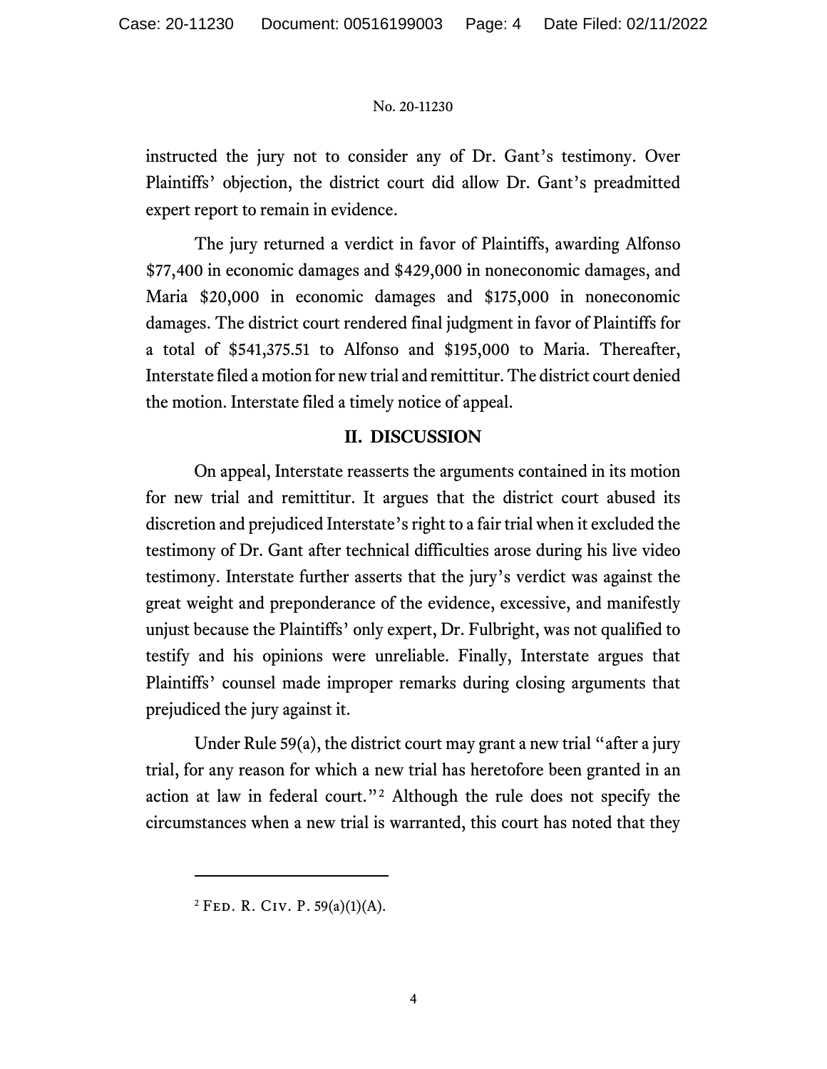instructed the jury not to consider any of Dr. Gant's testimony. Over Plaintiffs' objection, the district court did allow Dr. Gant's preadmitted expert report to remain in evidence.

The jury returned a verdict in favor of Plaintiffs, awarding Alfonso $77,400 in economic damages and $429,000 in noneconomic damages, and Maria $20,000 in economic damages and $175,000 in noneconomic damages. The district court rendered final judgment in favor of Plaintiffs for a total of $541,375.51 to Alfonso and $195,000 to Maria. Thereafter, Interstate filed a motion for new trial and remittitur. The district court denied the motion. Interstate filed a timely notice of appeal.

## II. DISCUSSION

On appeal, Interstate reasserts the arguments contained in its motion for new trial and remittitur. It argues that the district court abused its discretion and prejudiced Interstate's right to a fair trial when it excluded the testimony of Dr. Gant after technical difficulties arose during his live video testimony. Interstate further asserts that the jury's verdict was against the great weight and preponderance of the evidence, excessive, and manifestly unjust because the Plaintiffs' only expert, Dr. Fulbright, was not qualified to testify and his opinions were unreliable. Finally, Interstate argues that Plaintiffs' counsel made improper remarks during closing arguments that prejudiced the jury against it.

Under Rule 59(a), the district court may grant a new trial "after a jury trial, for any reason for which a new trial has heretofore been granted in an action at law in federal court."[2] Although the rule does not specify the circumstances when a new trial is warranted, this court has noted that they

---

[2] Fed. R. Civ. P. 59(a)(1)(A).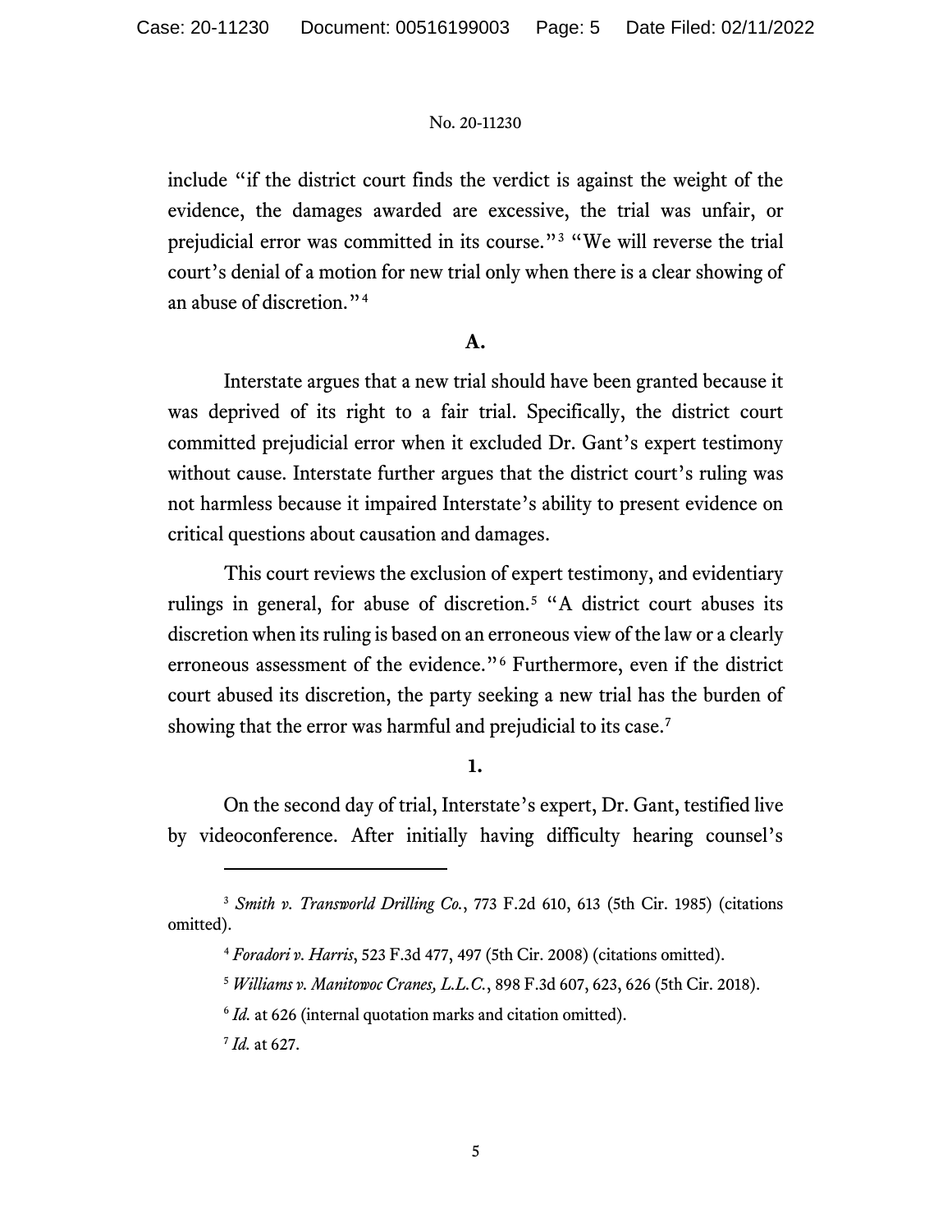include "if the district court finds the verdict is against the weight of the evidence, the damages awarded are excessive, the trial was unfair, or prejudicial error was committed in its course."[3] "We will reverse the trial court's denial of a motion for new trial only when there is a clear showing of an abuse of discretion."[4]

**A.**

Interstate argues that a new trial should have been granted because it was deprived of its right to a fair trial. Specifically, the district court committed prejudicial error when it excluded Dr. Gant's expert testimony without cause. Interstate further argues that the district court's ruling was not harmless because it impaired Interstate's ability to present evidence on critical questions about causation and damages.

This court reviews the exclusion of expert testimony, and evidentiary rulings in general, for abuse of discretion.[5] "A district court abuses its discretion when its ruling is based on an erroneous view of the law or a clearly erroneous assessment of the evidence."[6] Furthermore, even if the district court abused its discretion, the party seeking a new trial has the burden of showing that the error was harmful and prejudicial to its case.[7]

**1.**

On the second day of trial, Interstate's expert, Dr. Gant, testified live by videoconference. After initially having difficulty hearing counsel's

---

[3] *Smith v. Transworld Drilling Co.*, 773 F.2d 610, 613 (5th Cir. 1985) (citations omitted).

[4] *Foradori v. Harris*, 523 F.3d 477, 497 (5th Cir. 2008) (citations omitted).

[5] *Williams v. Manitowoc Cranes, L.L.C.*, 898 F.3d 607, 623, 626 (5th Cir. 2018).

[6] *Id.* at 626 (internal quotation marks and citation omitted).

[7] *Id.* at 627.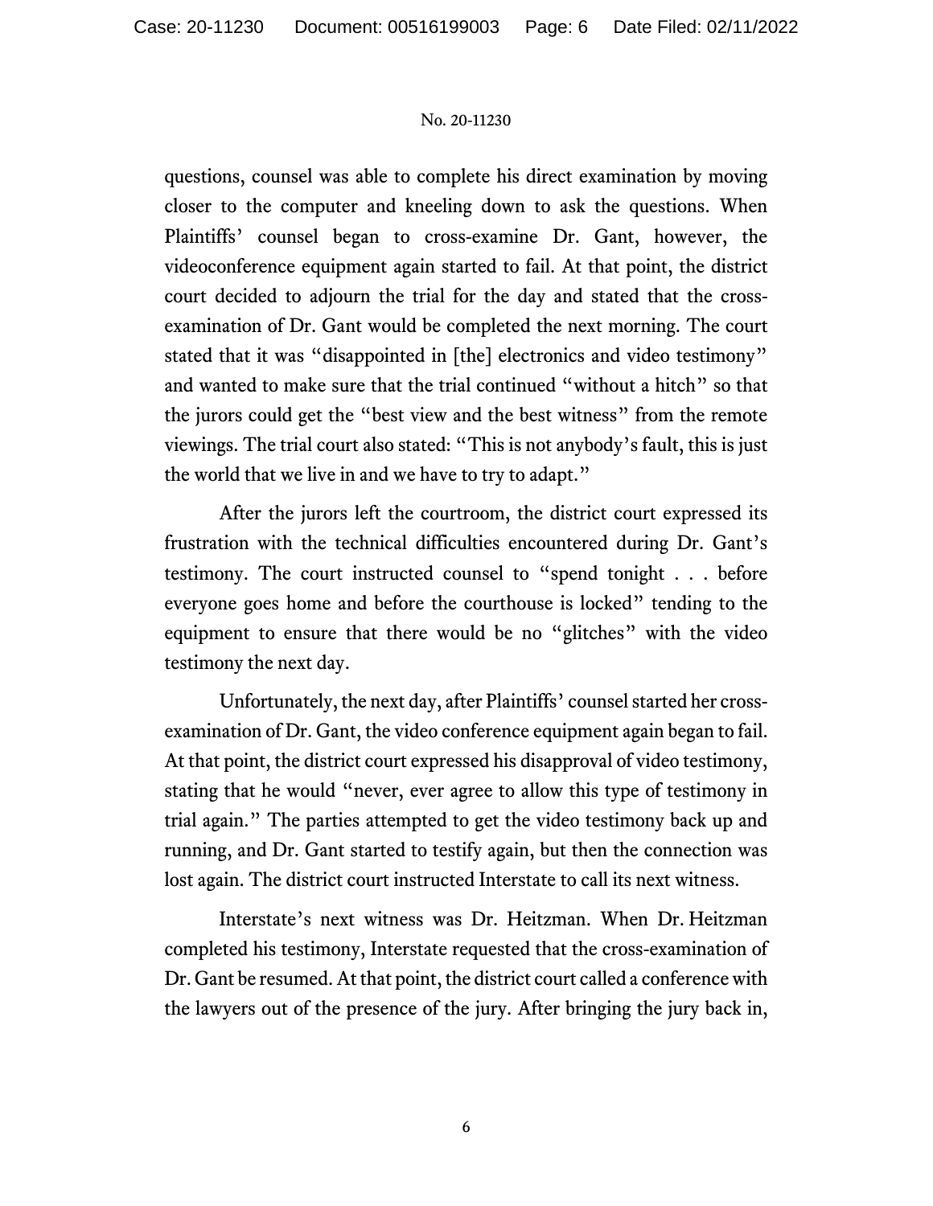questions, counsel was able to complete his direct examination by moving closer to the computer and kneeling down to ask the questions. When Plaintiffs' counsel began to cross-examine Dr. Gant, however, the videoconference equipment again started to fail. At that point, the district court decided to adjourn the trial for the day and stated that the cross-examination of Dr. Gant would be completed the next morning. The court stated that it was "disappointed in [the] electronics and video testimony" and wanted to make sure that the trial continued "without a hitch" so that the jurors could get the "best view and the best witness" from the remote viewings. The trial court also stated: "This is not anybody's fault, this is just the world that we live in and we have to try to adapt."

After the jurors left the courtroom, the district court expressed its frustration with the technical difficulties encountered during Dr. Gant's testimony. The court instructed counsel to "spend tonight . . . before everyone goes home and before the courthouse is locked" tending to the equipment to ensure that there would be no "glitches" with the video testimony the next day.

Unfortunately, the next day, after Plaintiffs' counsel started her cross-examination of Dr. Gant, the video conference equipment again began to fail. At that point, the district court expressed his disapproval of video testimony, stating that he would "never, ever agree to allow this type of testimony in trial again." The parties attempted to get the video testimony back up and running, and Dr. Gant started to testify again, but then the connection was lost again. The district court instructed Interstate to call its next witness.

Interstate's next witness was Dr. Heitzman. When Dr. Heitzman completed his testimony, Interstate requested that the cross-examination of Dr. Gant be resumed. At that point, the district court called a conference with the lawyers out of the presence of the jury. After bringing the jury back in,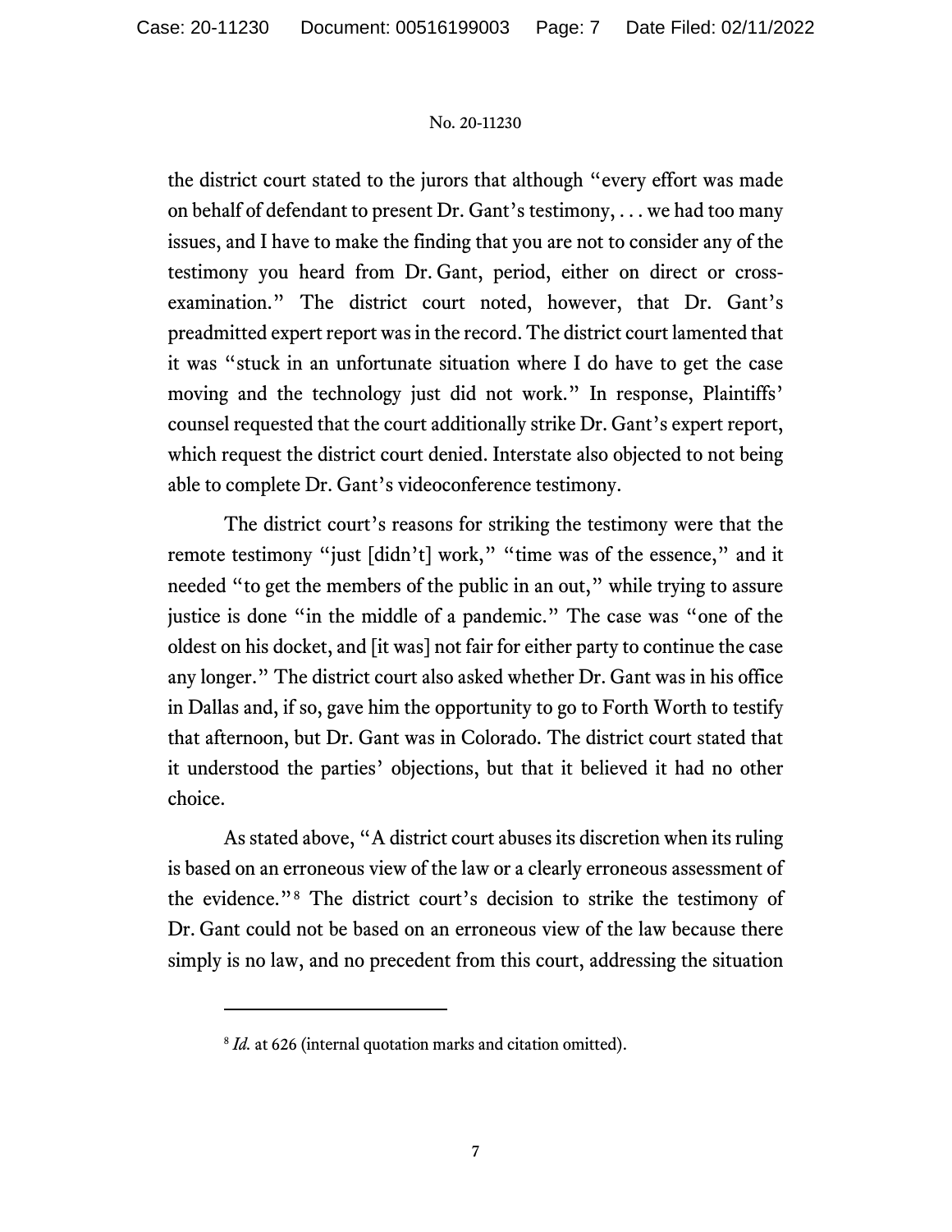the district court stated to the jurors that although "every effort was made on behalf of defendant to present Dr. Gant's testimony, . . . we had too many issues, and I have to make the finding that you are not to consider any of the testimony you heard from Dr. Gant, period, either on direct or cross-examination." The district court noted, however, that Dr. Gant's preadmitted expert report was in the record. The district court lamented that it was "stuck in an unfortunate situation where I do have to get the case moving and the technology just did not work." In response, Plaintiffs' counsel requested that the court additionally strike Dr. Gant's expert report, which request the district court denied. Interstate also objected to not being able to complete Dr. Gant's videoconference testimony.

The district court's reasons for striking the testimony were that the remote testimony "just [didn't] work," "time was of the essence," and it needed "to get the members of the public in an out," while trying to assure justice is done "in the middle of a pandemic." The case was "one of the oldest on his docket, and [it was] not fair for either party to continue the case any longer." The district court also asked whether Dr. Gant was in his office in Dallas and, if so, gave him the opportunity to go to Forth Worth to testify that afternoon, but Dr. Gant was in Colorado. The district court stated that it understood the parties' objections, but that it believed it had no other choice.

As stated above, "A district court abuses its discretion when its ruling is based on an erroneous view of the law or a clearly erroneous assessment of the evidence."[8] The district court's decision to strike the testimony of Dr. Gant could not be based on an erroneous view of the law because there simply is no law, and no precedent from this court, addressing the situation

---

[8] *Id.* at 626 (internal quotation marks and citation omitted).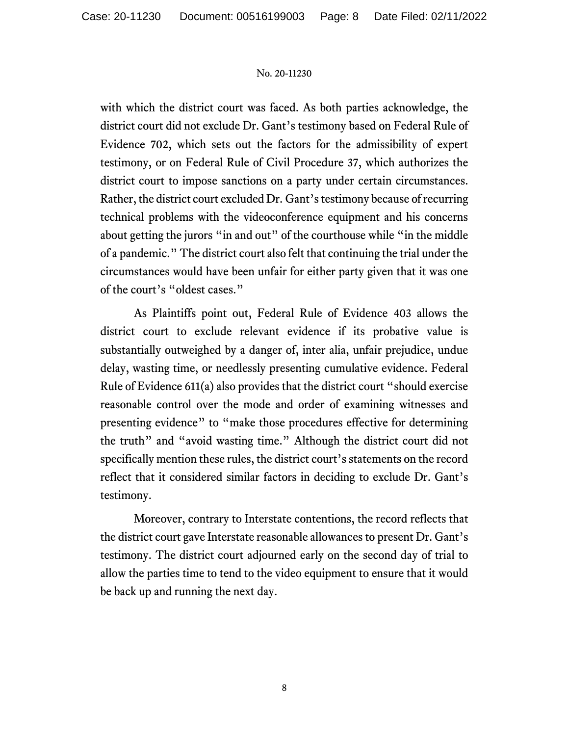with which the district court was faced. As both parties acknowledge, the district court did not exclude Dr. Gant's testimony based on Federal Rule of Evidence 702, which sets out the factors for the admissibility of expert testimony, or on Federal Rule of Civil Procedure 37, which authorizes the district court to impose sanctions on a party under certain circumstances. Rather, the district court excluded Dr. Gant's testimony because of recurring technical problems with the videoconference equipment and his concerns about getting the jurors "in and out" of the courthouse while "in the middle of a pandemic." The district court also felt that continuing the trial under the circumstances would have been unfair for either party given that it was one of the court's "oldest cases."

As Plaintiffs point out, Federal Rule of Evidence 403 allows the district court to exclude relevant evidence if its probative value is substantially outweighed by a danger of, inter alia, unfair prejudice, undue delay, wasting time, or needlessly presenting cumulative evidence. Federal Rule of Evidence 611(a) also provides that the district court "should exercise reasonable control over the mode and order of examining witnesses and presenting evidence" to "make those procedures effective for determining the truth" and "avoid wasting time." Although the district court did not specifically mention these rules, the district court's statements on the record reflect that it considered similar factors in deciding to exclude Dr. Gant's testimony.

Moreover, contrary to Interstate contentions, the record reflects that the district court gave Interstate reasonable allowances to present Dr. Gant's testimony. The district court adjourned early on the second day of trial to allow the parties time to tend to the video equipment to ensure that it would be back up and running the next day.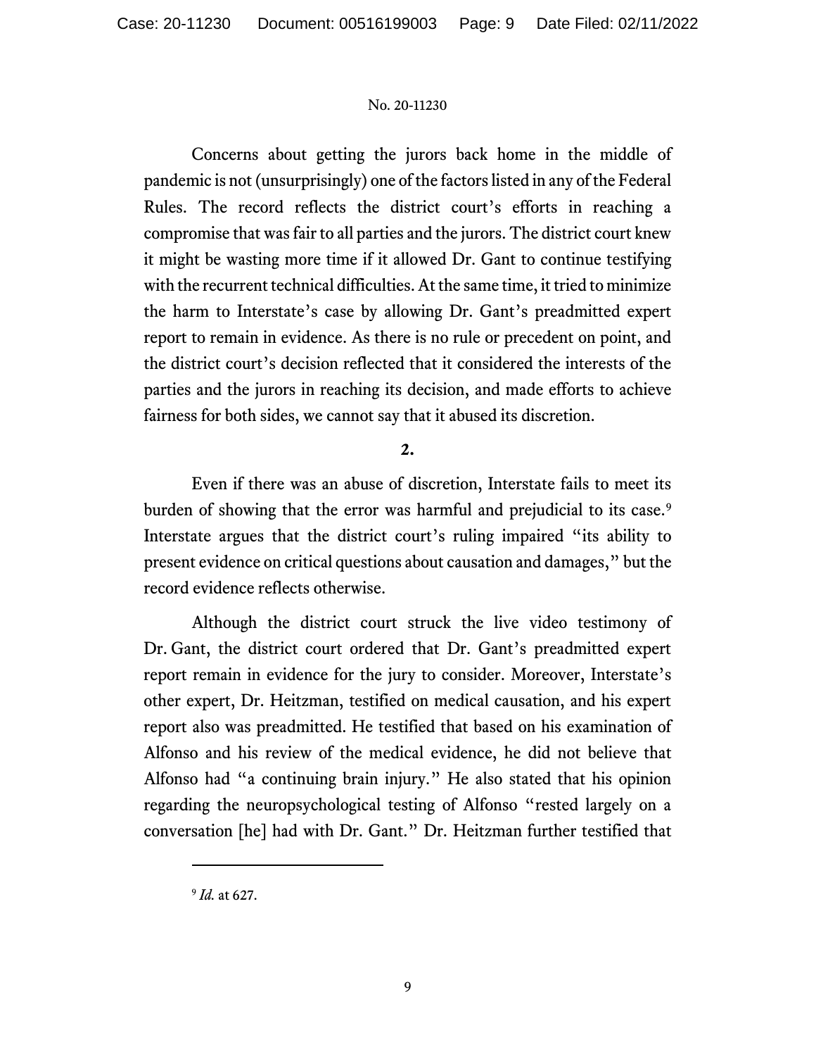Concerns about getting the jurors back home in the middle of pandemic is not (unsurprisingly) one of the factors listed in any of the Federal Rules. The record reflects the district court's efforts in reaching a compromise that was fair to all parties and the jurors. The district court knew it might be wasting more time if it allowed Dr. Gant to continue testifying with the recurrent technical difficulties. At the same time, it tried to minimize the harm to Interstate's case by allowing Dr. Gant's preadmitted expert report to remain in evidence. As there is no rule or precedent on point, and the district court's decision reflected that it considered the interests of the parties and the jurors in reaching its decision, and made efforts to achieve fairness for both sides, we cannot say that it abused its discretion.

**2.**

Even if there was an abuse of discretion, Interstate fails to meet its burden of showing that the error was harmful and prejudicial to its case.[9] Interstate argues that the district court's ruling impaired "its ability to present evidence on critical questions about causation and damages," but the record evidence reflects otherwise.

Although the district court struck the live video testimony of Dr. Gant, the district court ordered that Dr. Gant's preadmitted expert report remain in evidence for the jury to consider. Moreover, Interstate's other expert, Dr. Heitzman, testified on medical causation, and his expert report also was preadmitted. He testified that based on his examination of Alfonso and his review of the medical evidence, he did not believe that Alfonso had "a continuing brain injury." He also stated that his opinion regarding the neuropsychological testing of Alfonso "rested largely on a conversation [he] had with Dr. Gant." Dr. Heitzman further testified that

[9] *Id.* at 627.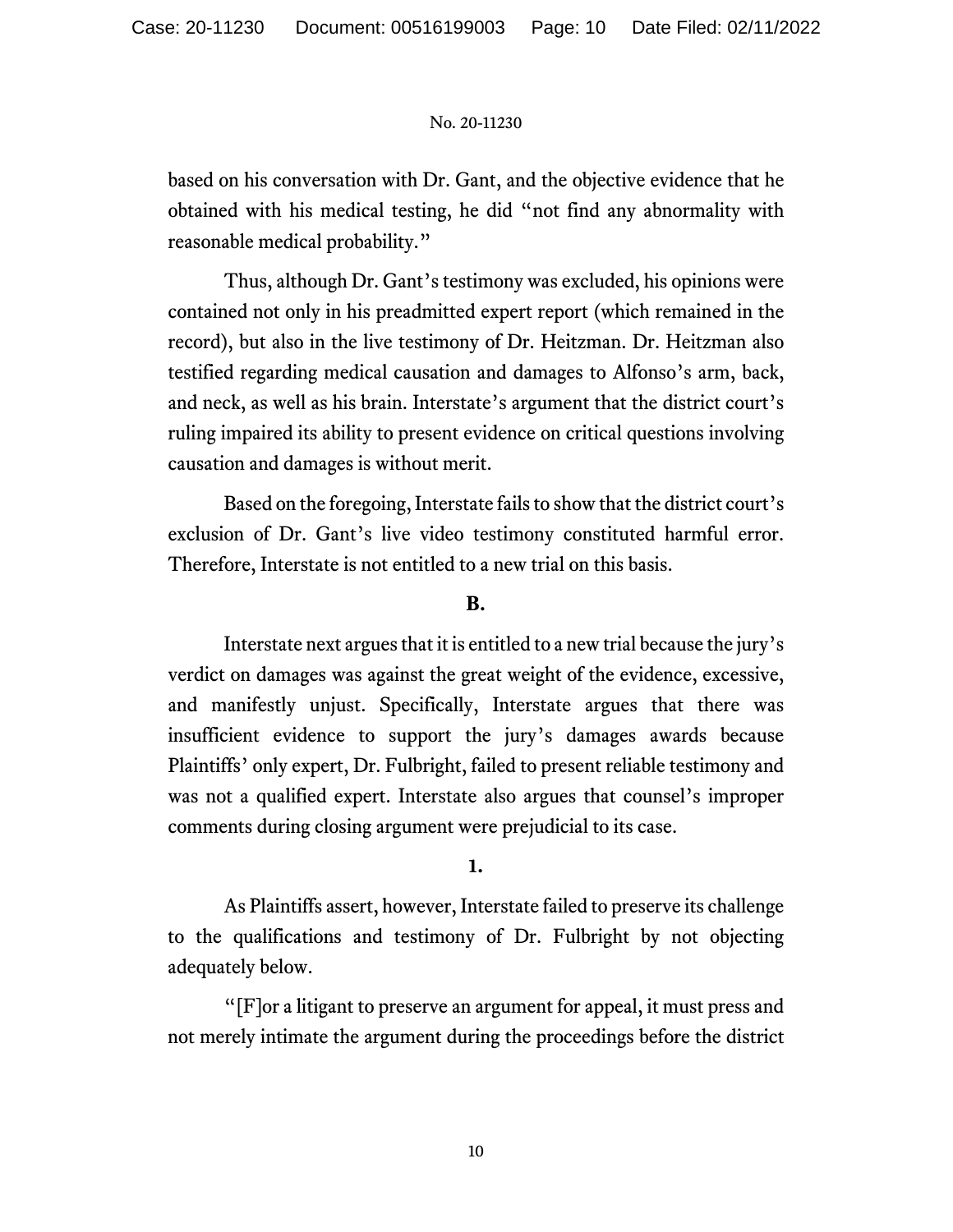based on his conversation with Dr. Gant, and the objective evidence that he obtained with his medical testing, he did "not find any abnormality with reasonable medical probability."

Thus, although Dr. Gant's testimony was excluded, his opinions were contained not only in his preadmitted expert report (which remained in the record), but also in the live testimony of Dr. Heitzman. Dr. Heitzman also testified regarding medical causation and damages to Alfonso's arm, back, and neck, as well as his brain. Interstate's argument that the district court's ruling impaired its ability to present evidence on critical questions involving causation and damages is without merit.

Based on the foregoing, Interstate fails to show that the district court's exclusion of Dr. Gant's live video testimony constituted harmful error. Therefore, Interstate is not entitled to a new trial on this basis.

### B.

Interstate next argues that it is entitled to a new trial because the jury's verdict on damages was against the great weight of the evidence, excessive, and manifestly unjust. Specifically, Interstate argues that there was insufficient evidence to support the jury's damages awards because Plaintiffs' only expert, Dr. Fulbright, failed to present reliable testimony and was not a qualified expert. Interstate also argues that counsel's improper comments during closing argument were prejudicial to its case.

#### 1.

As Plaintiffs assert, however, Interstate failed to preserve its challenge to the qualifications and testimony of Dr. Fulbright by not objecting adequately below.

"[F]or a litigant to preserve an argument for appeal, it must press and not merely intimate the argument during the proceedings before the district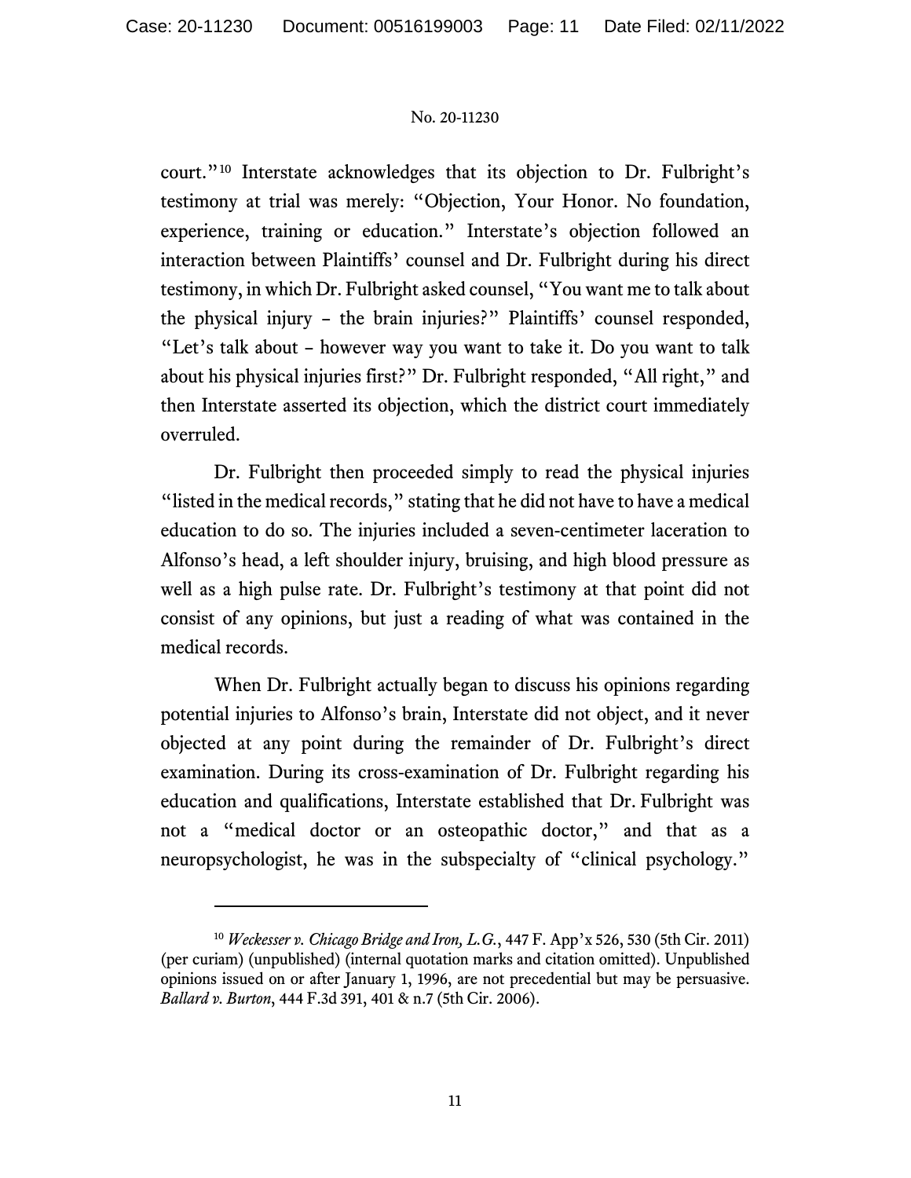court."[10] Interstate acknowledges that its objection to Dr. Fulbright's testimony at trial was merely: "Objection, Your Honor. No foundation, experience, training or education." Interstate's objection followed an interaction between Plaintiffs' counsel and Dr. Fulbright during his direct testimony, in which Dr. Fulbright asked counsel, "You want me to talk about the physical injury – the brain injuries?" Plaintiffs' counsel responded, "Let's talk about – however way you want to take it. Do you want to talk about his physical injuries first?" Dr. Fulbright responded, "All right," and then Interstate asserted its objection, which the district court immediately overruled.

Dr. Fulbright then proceeded simply to read the physical injuries "listed in the medical records," stating that he did not have to have a medical education to do so. The injuries included a seven-centimeter laceration to Alfonso's head, a left shoulder injury, bruising, and high blood pressure as well as a high pulse rate. Dr. Fulbright's testimony at that point did not consist of any opinions, but just a reading of what was contained in the medical records.

When Dr. Fulbright actually began to discuss his opinions regarding potential injuries to Alfonso's brain, Interstate did not object, and it never objected at any point during the remainder of Dr. Fulbright's direct examination. During its cross-examination of Dr. Fulbright regarding his education and qualifications, Interstate established that Dr. Fulbright was not a "medical doctor or an osteopathic doctor," and that as a neuropsychologist, he was in the subspecialty of "clinical psychology."

---

[10] *Weckesser v. Chicago Bridge and Iron, L.G.*, 447 F. App'x 526, 530 (5th Cir. 2011) (per curiam) (unpublished) (internal quotation marks and citation omitted). Unpublished opinions issued on or after January 1, 1996, are not precedential but may be persuasive. *Ballard v. Burton*, 444 F.3d 391, 401 & n.7 (5th Cir. 2006).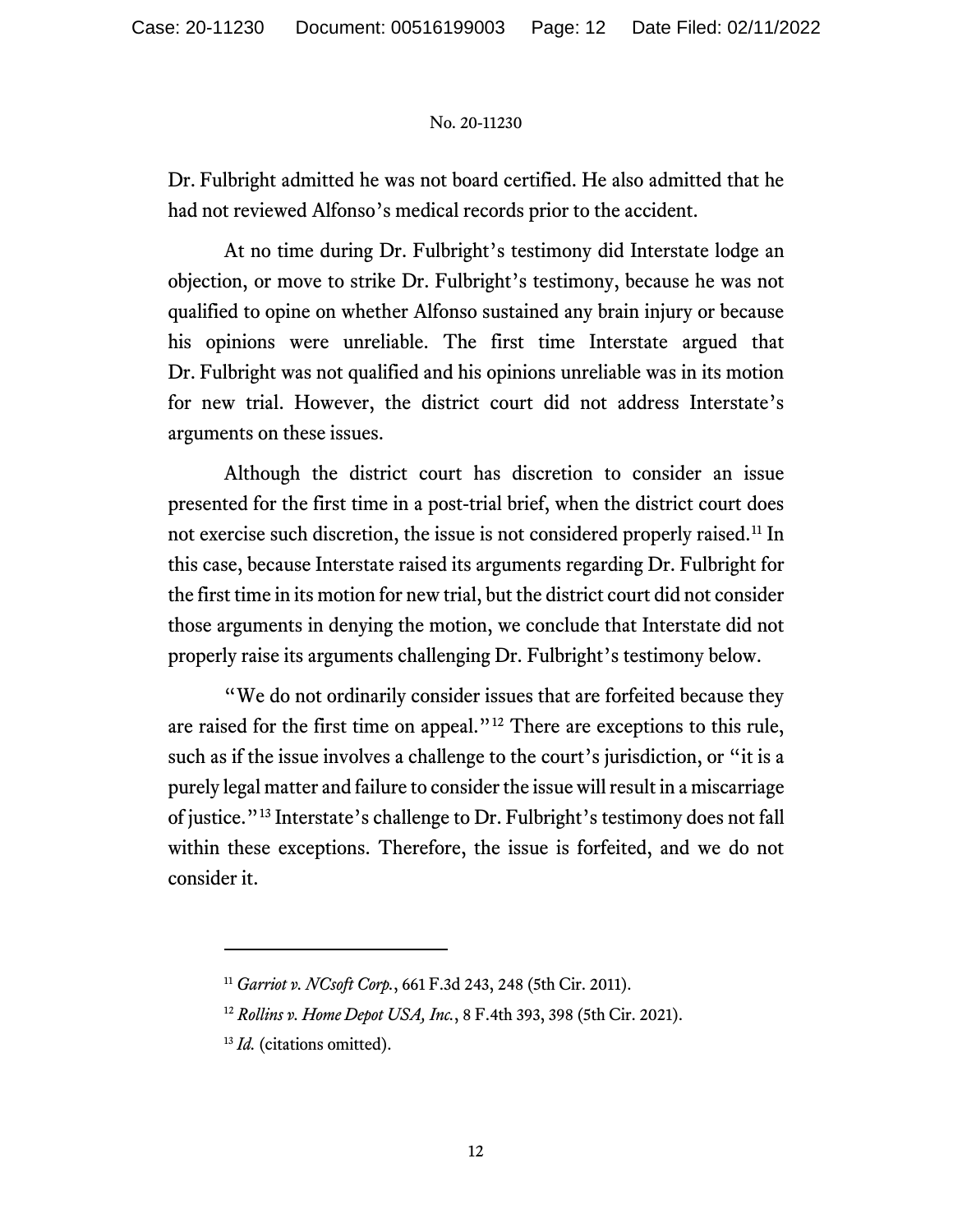Dr. Fulbright admitted he was not board certified. He also admitted that he had not reviewed Alfonso's medical records prior to the accident.

At no time during Dr. Fulbright's testimony did Interstate lodge an objection, or move to strike Dr. Fulbright's testimony, because he was not qualified to opine on whether Alfonso sustained any brain injury or because his opinions were unreliable. The first time Interstate argued that Dr. Fulbright was not qualified and his opinions unreliable was in its motion for new trial. However, the district court did not address Interstate's arguments on these issues.

Although the district court has discretion to consider an issue presented for the first time in a post-trial brief, when the district court does not exercise such discretion, the issue is not considered properly raised.[11] In this case, because Interstate raised its arguments regarding Dr. Fulbright for the first time in its motion for new trial, but the district court did not consider those arguments in denying the motion, we conclude that Interstate did not properly raise its arguments challenging Dr. Fulbright's testimony below.

"We do not ordinarily consider issues that are forfeited because they are raised for the first time on appeal."[12] There are exceptions to this rule, such as if the issue involves a challenge to the court's jurisdiction, or "it is a purely legal matter and failure to consider the issue will result in a miscarriage of justice."[13] Interstate's challenge to Dr. Fulbright's testimony does not fall within these exceptions. Therefore, the issue is forfeited, and we do not consider it.

---

[11] *Garriot v. NCsoft Corp.*, 661 F.3d 243, 248 (5th Cir. 2011).

[12] *Rollins v. Home Depot USA, Inc.*, 8 F.4th 393, 398 (5th Cir. 2021).

[13] *Id.* (citations omitted).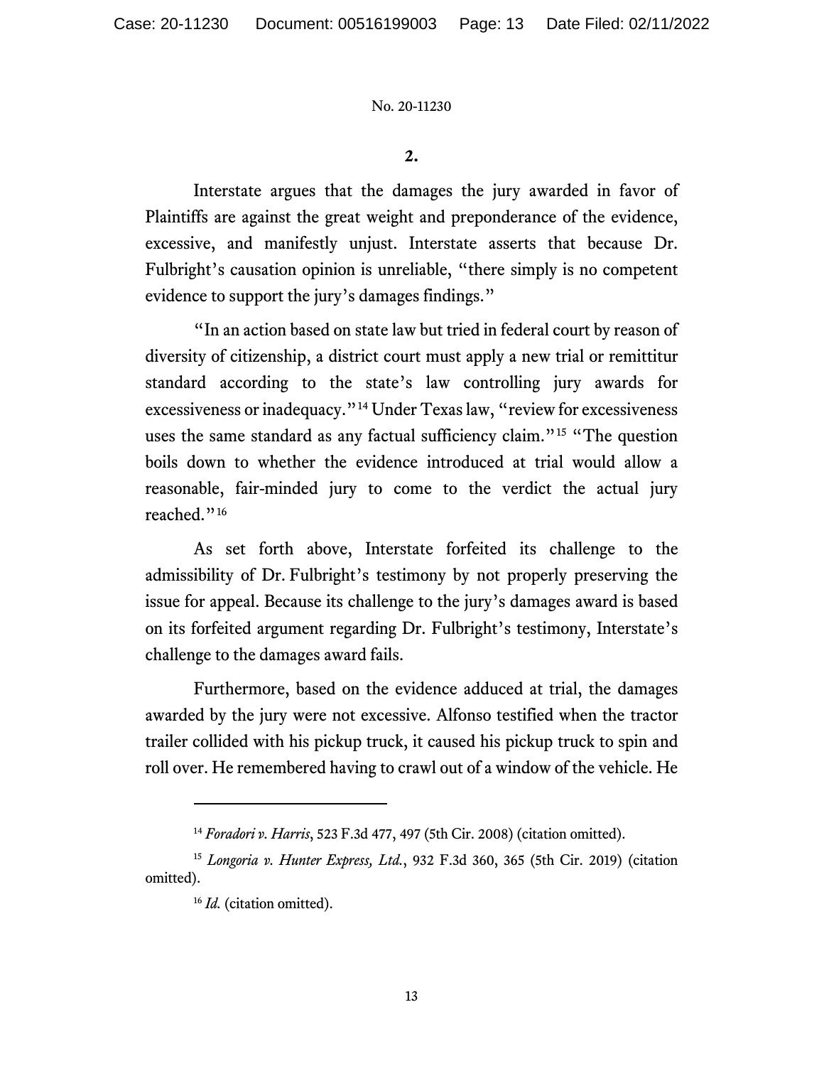**2.**

Interstate argues that the damages the jury awarded in favor of Plaintiffs are against the great weight and preponderance of the evidence, excessive, and manifestly unjust. Interstate asserts that because Dr. Fulbright's causation opinion is unreliable, "there simply is no competent evidence to support the jury's damages findings."

"In an action based on state law but tried in federal court by reason of diversity of citizenship, a district court must apply a new trial or remittitur standard according to the state's law controlling jury awards for excessiveness or inadequacy."[14] Under Texas law, "review for excessiveness uses the same standard as any factual sufficiency claim."[15] "The question boils down to whether the evidence introduced at trial would allow a reasonable, fair-minded jury to come to the verdict the actual jury reached."[16]

As set forth above, Interstate forfeited its challenge to the admissibility of Dr. Fulbright's testimony by not properly preserving the issue for appeal. Because its challenge to the jury's damages award is based on its forfeited argument regarding Dr. Fulbright's testimony, Interstate's challenge to the damages award fails.

Furthermore, based on the evidence adduced at trial, the damages awarded by the jury were not excessive. Alfonso testified when the tractor trailer collided with his pickup truck, it caused his pickup truck to spin and roll over. He remembered having to crawl out of a window of the vehicle. He

---

[14] *Foradori v. Harris*, 523 F.3d 477, 497 (5th Cir. 2008) (citation omitted).

[15] *Longoria v. Hunter Express, Ltd.*, 932 F.3d 360, 365 (5th Cir. 2019) (citation omitted).

[16] *Id.* (citation omitted).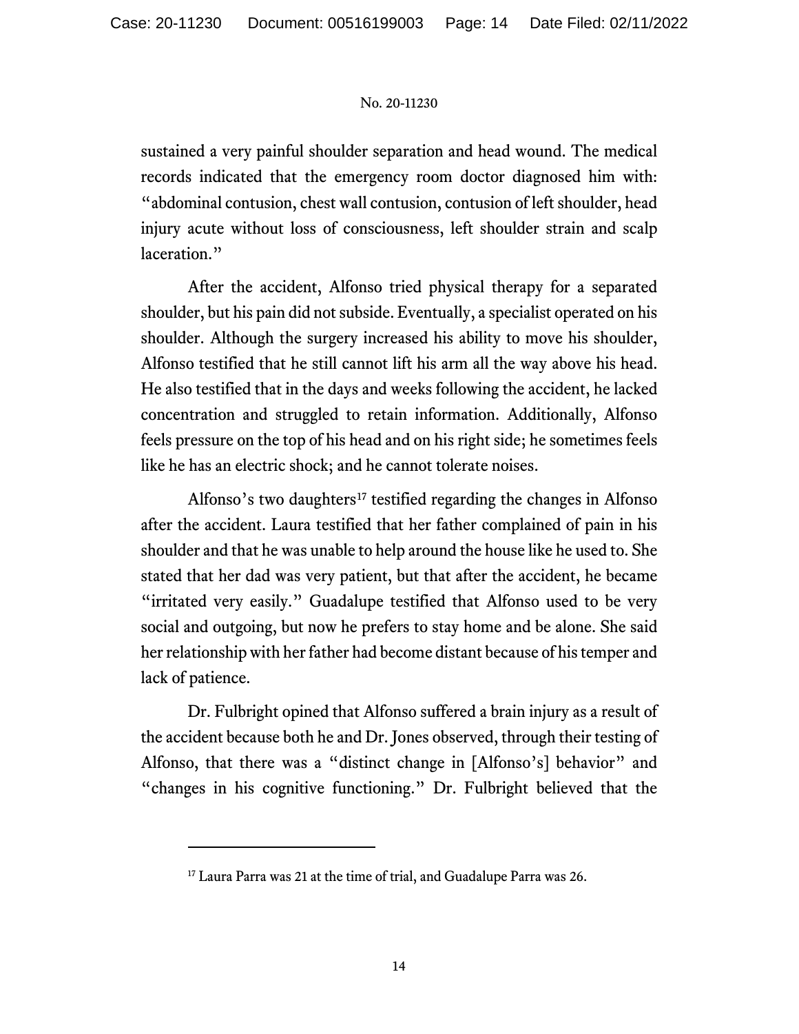sustained a very painful shoulder separation and head wound. The medical records indicated that the emergency room doctor diagnosed him with: "abdominal contusion, chest wall contusion, contusion of left shoulder, head injury acute without loss of consciousness, left shoulder strain and scalp laceration."

After the accident, Alfonso tried physical therapy for a separated shoulder, but his pain did not subside. Eventually, a specialist operated on his shoulder. Although the surgery increased his ability to move his shoulder, Alfonso testified that he still cannot lift his arm all the way above his head. He also testified that in the days and weeks following the accident, he lacked concentration and struggled to retain information. Additionally, Alfonso feels pressure on the top of his head and on his right side; he sometimes feels like he has an electric shock; and he cannot tolerate noises.

Alfonso's two daughters[17] testified regarding the changes in Alfonso after the accident. Laura testified that her father complained of pain in his shoulder and that he was unable to help around the house like he used to. She stated that her dad was very patient, but that after the accident, he became "irritated very easily." Guadalupe testified that Alfonso used to be very social and outgoing, but now he prefers to stay home and be alone. She said her relationship with her father had become distant because of his temper and lack of patience.

Dr. Fulbright opined that Alfonso suffered a brain injury as a result of the accident because both he and Dr. Jones observed, through their testing of Alfonso, that there was a "distinct change in [Alfonso's] behavior" and "changes in his cognitive functioning." Dr. Fulbright believed that the

---

[17] Laura Parra was 21 at the time of trial, and Guadalupe Parra was 26.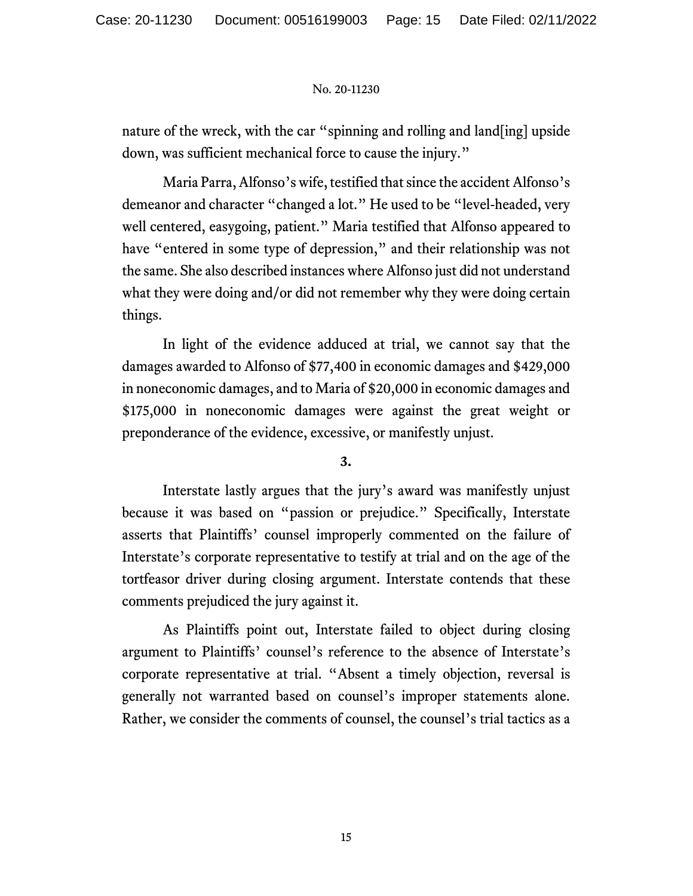nature of the wreck, with the car "spinning and rolling and land[ing] upside down, was sufficient mechanical force to cause the injury."

Maria Parra, Alfonso's wife, testified that since the accident Alfonso's demeanor and character "changed a lot." He used to be "level-headed, very well centered, easygoing, patient." Maria testified that Alfonso appeared to have "entered in some type of depression," and their relationship was not the same. She also described instances where Alfonso just did not understand what they were doing and/or did not remember why they were doing certain things.

In light of the evidence adduced at trial, we cannot say that the damages awarded to Alfonso of $77,400 in economic damages and $429,000 in noneconomic damages, and to Maria of $20,000 in economic damages and $175,000 in noneconomic damages were against the great weight or preponderance of the evidence, excessive, or manifestly unjust.

**3.**

Interstate lastly argues that the jury's award was manifestly unjust because it was based on "passion or prejudice." Specifically, Interstate asserts that Plaintiffs' counsel improperly commented on the failure of Interstate's corporate representative to testify at trial and on the age of the tortfeasor driver during closing argument. Interstate contends that these comments prejudiced the jury against it.

As Plaintiffs point out, Interstate failed to object during closing argument to Plaintiffs' counsel's reference to the absence of Interstate's corporate representative at trial. "Absent a timely objection, reversal is generally not warranted based on counsel's improper statements alone. Rather, we consider the comments of counsel, the counsel's trial tactics as a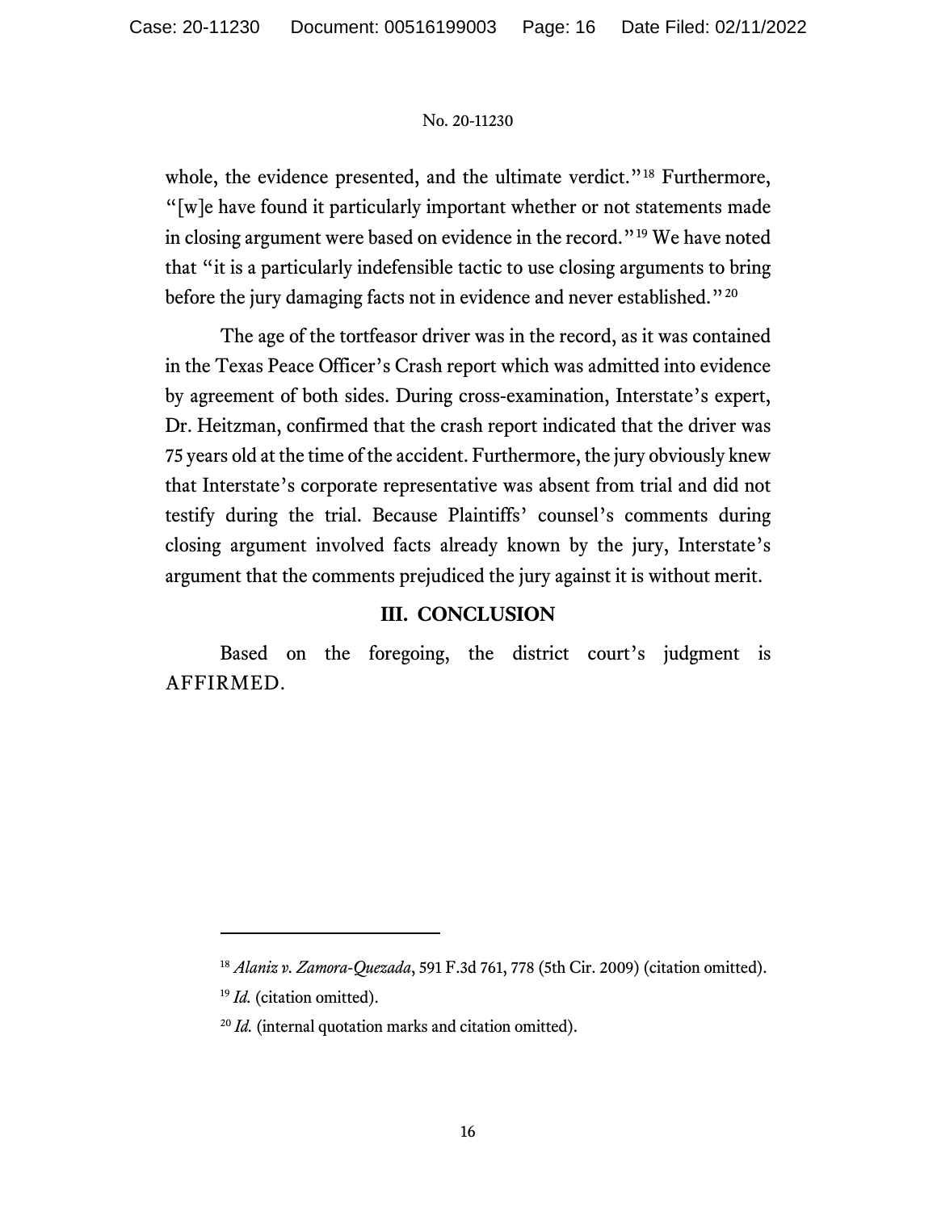whole, the evidence presented, and the ultimate verdict."[18] Furthermore, "[w]e have found it particularly important whether or not statements made in closing argument were based on evidence in the record."[19] We have noted that "it is a particularly indefensible tactic to use closing arguments to bring before the jury damaging facts not in evidence and never established."[20]

The age of the tortfeasor driver was in the record, as it was contained in the Texas Peace Officer's Crash report which was admitted into evidence by agreement of both sides. During cross-examination, Interstate's expert, Dr. Heitzman, confirmed that the crash report indicated that the driver was 75 years old at the time of the accident. Furthermore, the jury obviously knew that Interstate's corporate representative was absent from trial and did not testify during the trial. Because Plaintiffs' counsel's comments during closing argument involved facts already known by the jury, Interstate's argument that the comments prejudiced the jury against it is without merit.

## III. CONCLUSION

Based on the foregoing, the district court's judgment is AFFIRMED.

---

[18] *Alaniz v. Zamora-Quezada*, 591 F.3d 761, 778 (5th Cir. 2009) (citation omitted).

[19] *Id.* (citation omitted).

[20] *Id.* (internal quotation marks and citation omitted).